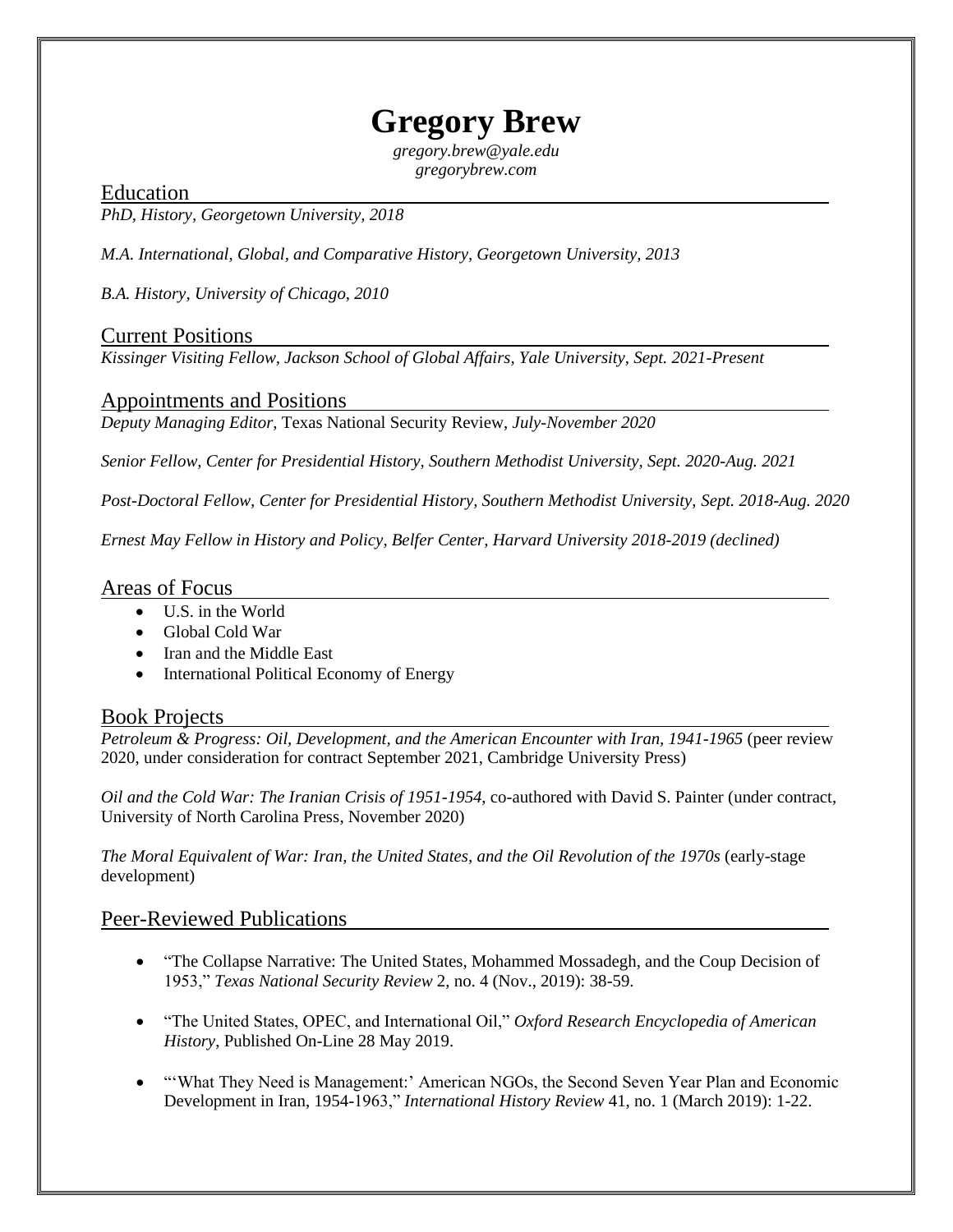# Gregory Brew

*gregory.brew@yale.edu*
*gregorybrew.com*

## Education

*PhD, History, Georgetown University, 2018*

*M.A. International, Global, and Comparative History, Georgetown University, 2013*

*B.A. History, University of Chicago, 2010*

## Current Positions

*Kissinger Visiting Fellow, Jackson School of Global Affairs, Yale University, Sept. 2021-Present*

## Appointments and Positions

*Deputy Managing Editor,* Texas National Security Review, *July-November 2020*

*Senior Fellow, Center for Presidential History, Southern Methodist University, Sept. 2020-Aug. 2021*

*Post-Doctoral Fellow, Center for Presidential History, Southern Methodist University, Sept. 2018-Aug. 2020*

*Ernest May Fellow in History and Policy, Belfer Center, Harvard University 2018-2019 (declined)*

## Areas of Focus

- U.S. in the World
- Global Cold War
- Iran and the Middle East
- International Political Economy of Energy

## Book Projects

*Petroleum & Progress: Oil, Development, and the American Encounter with Iran, 1941-1965* (peer review 2020, under consideration for contract September 2021, Cambridge University Press)

*Oil and the Cold War: The Iranian Crisis of 1951-1954,* co-authored with David S. Painter (under contract, University of North Carolina Press, November 2020)

*The Moral Equivalent of War: Iran, the United States, and the Oil Revolution of the 1970s* (early-stage development)

## Peer-Reviewed Publications

- "The Collapse Narrative: The United States, Mohammed Mossadegh, and the Coup Decision of 1953," *Texas National Security Review* 2, no. 4 (Nov., 2019): 38-59.

- "The United States, OPEC, and International Oil," *Oxford Research Encyclopedia of American History*, Published On-Line 28 May 2019.

- "'What They Need is Management:' American NGOs, the Second Seven Year Plan and Economic Development in Iran, 1954-1963," *International History Review* 41, no. 1 (March 2019): 1-22.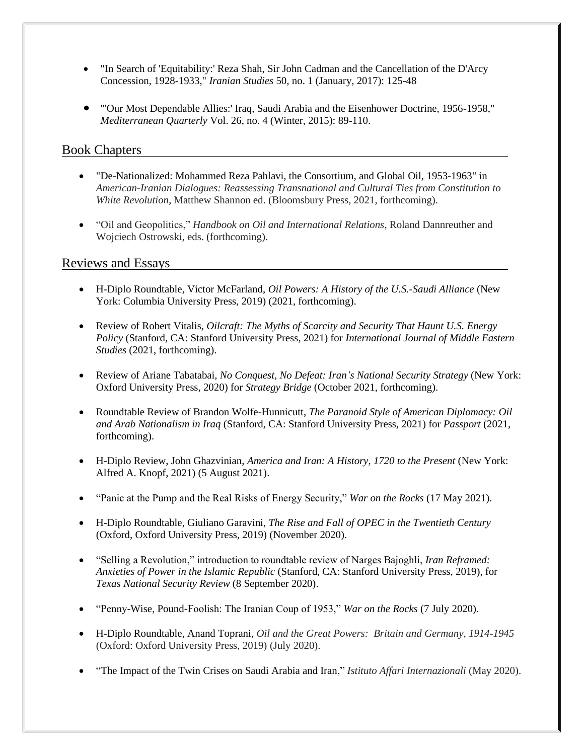- "In Search of 'Equitability:' Reza Shah, Sir John Cadman and the Cancellation of the D'Arcy Concession, 1928-1933," *Iranian Studies* 50, no. 1 (January, 2017): 125-48

- "'Our Most Dependable Allies:' Iraq, Saudi Arabia and the Eisenhower Doctrine, 1956-1958," *Mediterranean Quarterly* Vol. 26, no. 4 (Winter, 2015): 89-110.

## Book Chapters

- "De-Nationalized: Mohammed Reza Pahlavi, the Consortium, and Global Oil, 1953-1963" in *American-Iranian Dialogues: Reassessing Transnational and Cultural Ties from Constitution to White Revolution*, Matthew Shannon ed. (Bloomsbury Press, 2021, forthcoming).

- "Oil and Geopolitics," *Handbook on Oil and International Relations*, Roland Dannreuther and Wojciech Ostrowski, eds. (forthcoming).

## Reviews and Essays

- H-Diplo Roundtable, Victor McFarland, *Oil Powers: A History of the U.S.-Saudi Alliance* (New York: Columbia University Press, 2019) (2021, forthcoming).

- Review of Robert Vitalis, *Oilcraft: The Myths of Scarcity and Security That Haunt U.S. Energy Policy* (Stanford, CA: Stanford University Press, 2021) for *International Journal of Middle Eastern Studies* (2021, forthcoming).

- Review of Ariane Tabatabai, *No Conquest, No Defeat: Iran's National Security Strategy* (New York: Oxford University Press, 2020) for *Strategy Bridge* (October 2021, forthcoming).

- Roundtable Review of Brandon Wolfe-Hunnicutt, *The Paranoid Style of American Diplomacy: Oil and Arab Nationalism in Iraq* (Stanford, CA: Stanford University Press, 2021) for *Passport* (2021, forthcoming).

- H-Diplo Review, John Ghazvinian, *America and Iran: A History, 1720 to the Present* (New York: Alfred A. Knopf, 2021) (5 August 2021).

- "Panic at the Pump and the Real Risks of Energy Security," *War on the Rocks* (17 May 2021).

- H-Diplo Roundtable, Giuliano Garavini, *The Rise and Fall of OPEC in the Twentieth Century* (Oxford, Oxford University Press, 2019) (November 2020).

- "Selling a Revolution," introduction to roundtable review of Narges Bajoghli, *Iran Reframed: Anxieties of Power in the Islamic Republic* (Stanford, CA: Stanford University Press, 2019), for *Texas National Security Review* (8 September 2020).

- "Penny-Wise, Pound-Foolish: The Iranian Coup of 1953," *War on the Rocks* (7 July 2020).

- H-Diplo Roundtable, Anand Toprani, *Oil and the Great Powers: Britain and Germany, 1914-1945* (Oxford: Oxford University Press, 2019) (July 2020).

- "The Impact of the Twin Crises on Saudi Arabia and Iran," *Istituto Affari Internazionali* (May 2020).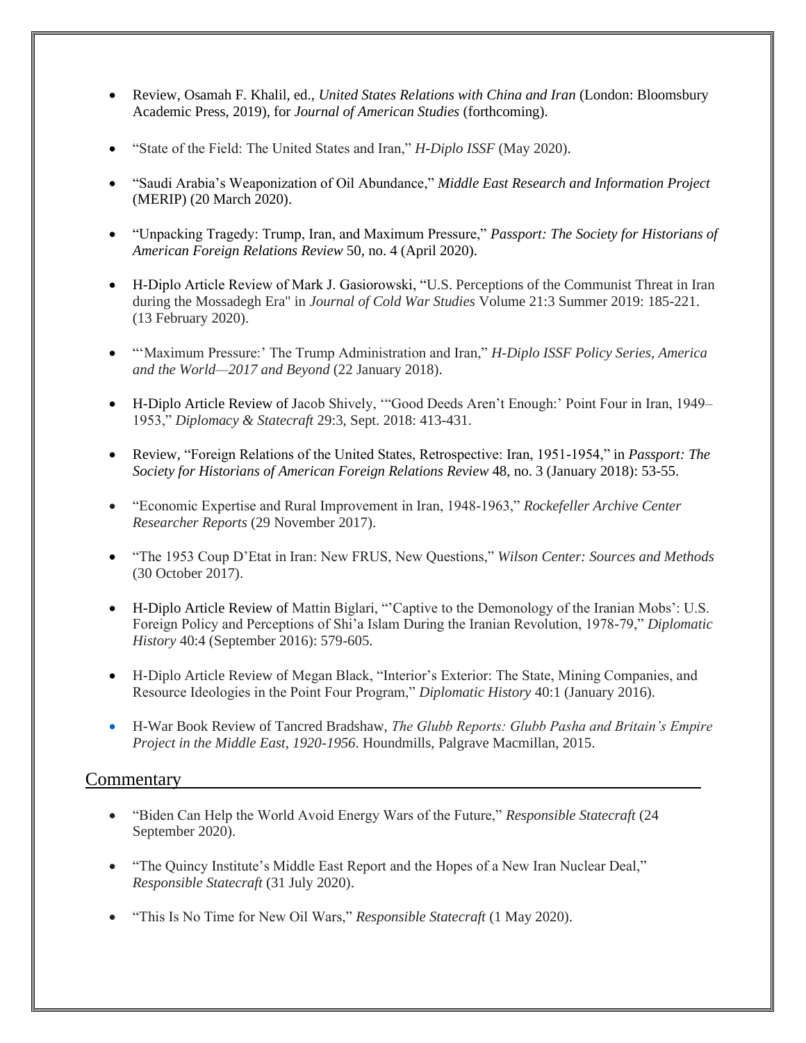- Review, Osamah F. Khalil, ed., *United States Relations with China and Iran* (London: Bloomsbury Academic Press, 2019), for *Journal of American Studies* (forthcoming).

- "State of the Field: The United States and Iran," *H-Diplo ISSF* (May 2020).

- "Saudi Arabia's Weaponization of Oil Abundance," *Middle East Research and Information Project* (MERIP) (20 March 2020).

- "Unpacking Tragedy: Trump, Iran, and Maximum Pressure," *Passport: The Society for Historians of American Foreign Relations Review* 50, no. 4 (April 2020).

- H-Diplo Article Review of Mark J. Gasiorowski, "U.S. Perceptions of the Communist Threat in Iran during the Mossadegh Era" in *Journal of Cold War Studies* Volume 21:3 Summer 2019: 185-221. (13 February 2020).

- "'Maximum Pressure:' The Trump Administration and Iran," *H-Diplo ISSF Policy Series, America and the World—2017 and Beyond* (22 January 2018).

- H-Diplo Article Review of Jacob Shively, '"Good Deeds Aren't Enough:' Point Four in Iran, 1949–1953," *Diplomacy & Statecraft* 29:3, Sept. 2018: 413-431.

- Review, "Foreign Relations of the United States, Retrospective: Iran, 1951-1954," in *Passport: The Society for Historians of American Foreign Relations Review* 48, no. 3 (January 2018): 53-55.

- "Economic Expertise and Rural Improvement in Iran, 1948-1963," *Rockefeller Archive Center Researcher Reports* (29 November 2017).

- "The 1953 Coup D'Etat in Iran: New FRUS, New Questions," *Wilson Center: Sources and Methods* (30 October 2017).

- H-Diplo Article Review of Mattin Biglari, "'Captive to the Demonology of the Iranian Mobs': U.S. Foreign Policy and Perceptions of Shi'a Islam During the Iranian Revolution, 1978-79," *Diplomatic History* 40:4 (September 2016): 579-605.

- H-Diplo Article Review of Megan Black, "Interior's Exterior: The State, Mining Companies, and Resource Ideologies in the Point Four Program," *Diplomatic History* 40:1 (January 2016).

- H-War Book Review of Tancred Bradshaw, *The Glubb Reports: Glubb Pasha and Britain's Empire Project in the Middle East, 1920-1956*. Houndmills, Palgrave Macmillan, 2015.

## Commentary

- "Biden Can Help the World Avoid Energy Wars of the Future," *Responsible Statecraft* (24 September 2020).

- "The Quincy Institute's Middle East Report and the Hopes of a New Iran Nuclear Deal," *Responsible Statecraft* (31 July 2020).

- "This Is No Time for New Oil Wars," *Responsible Statecraft* (1 May 2020).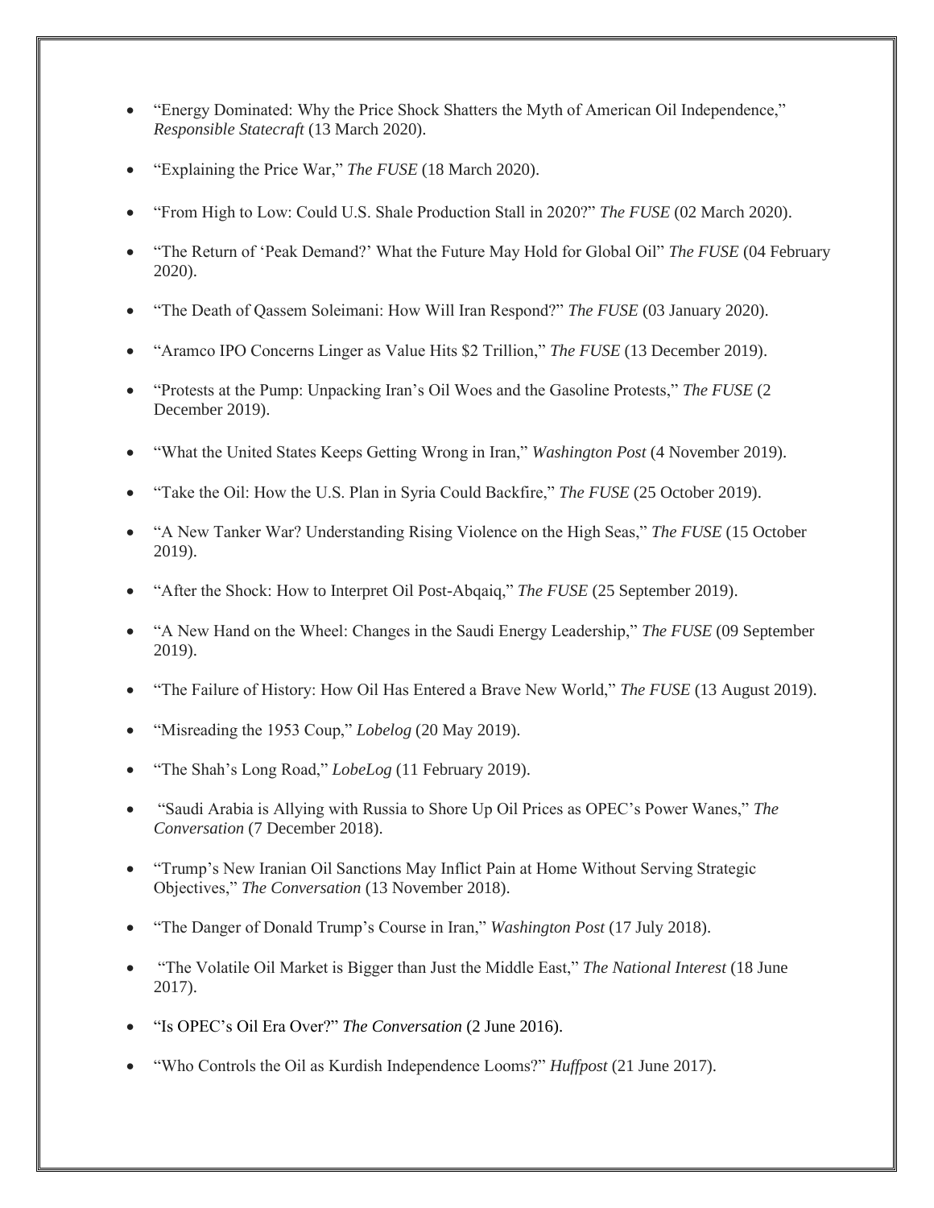- "Energy Dominated: Why the Price Shock Shatters the Myth of American Oil Independence," *Responsible Statecraft* (13 March 2020).
- "Explaining the Price War," *The FUSE* (18 March 2020).
- "From High to Low: Could U.S. Shale Production Stall in 2020?" *The FUSE* (02 March 2020).
- "The Return of 'Peak Demand?' What the Future May Hold for Global Oil" *The FUSE* (04 February 2020).
- "The Death of Qassem Soleimani: How Will Iran Respond?" *The FUSE* (03 January 2020).
- "Aramco IPO Concerns Linger as Value Hits $2 Trillion," *The FUSE* (13 December 2019).
- "Protests at the Pump: Unpacking Iran's Oil Woes and the Gasoline Protests," *The FUSE* (2 December 2019).
- "What the United States Keeps Getting Wrong in Iran," *Washington Post* (4 November 2019).
- "Take the Oil: How the U.S. Plan in Syria Could Backfire," *The FUSE* (25 October 2019).
- "A New Tanker War? Understanding Rising Violence on the High Seas," *The FUSE* (15 October 2019).
- "After the Shock: How to Interpret Oil Post-Abqaiq," *The FUSE* (25 September 2019).
- "A New Hand on the Wheel: Changes in the Saudi Energy Leadership," *The FUSE* (09 September 2019).
- "The Failure of History: How Oil Has Entered a Brave New World," *The FUSE* (13 August 2019).
- "Misreading the 1953 Coup," *Lobelog* (20 May 2019).
- "The Shah's Long Road," *LobeLog* (11 February 2019).
- "Saudi Arabia is Allying with Russia to Shore Up Oil Prices as OPEC's Power Wanes," *The Conversation* (7 December 2018).
- "Trump's New Iranian Oil Sanctions May Inflict Pain at Home Without Serving Strategic Objectives," *The Conversation* (13 November 2018).
- "The Danger of Donald Trump's Course in Iran," *Washington Post* (17 July 2018).
- "The Volatile Oil Market is Bigger than Just the Middle East," *The National Interest* (18 June 2017).
- "Is OPEC's Oil Era Over?" *The Conversation* (2 June 2016).
- "Who Controls the Oil as Kurdish Independence Looms?" *Huffpost* (21 June 2017).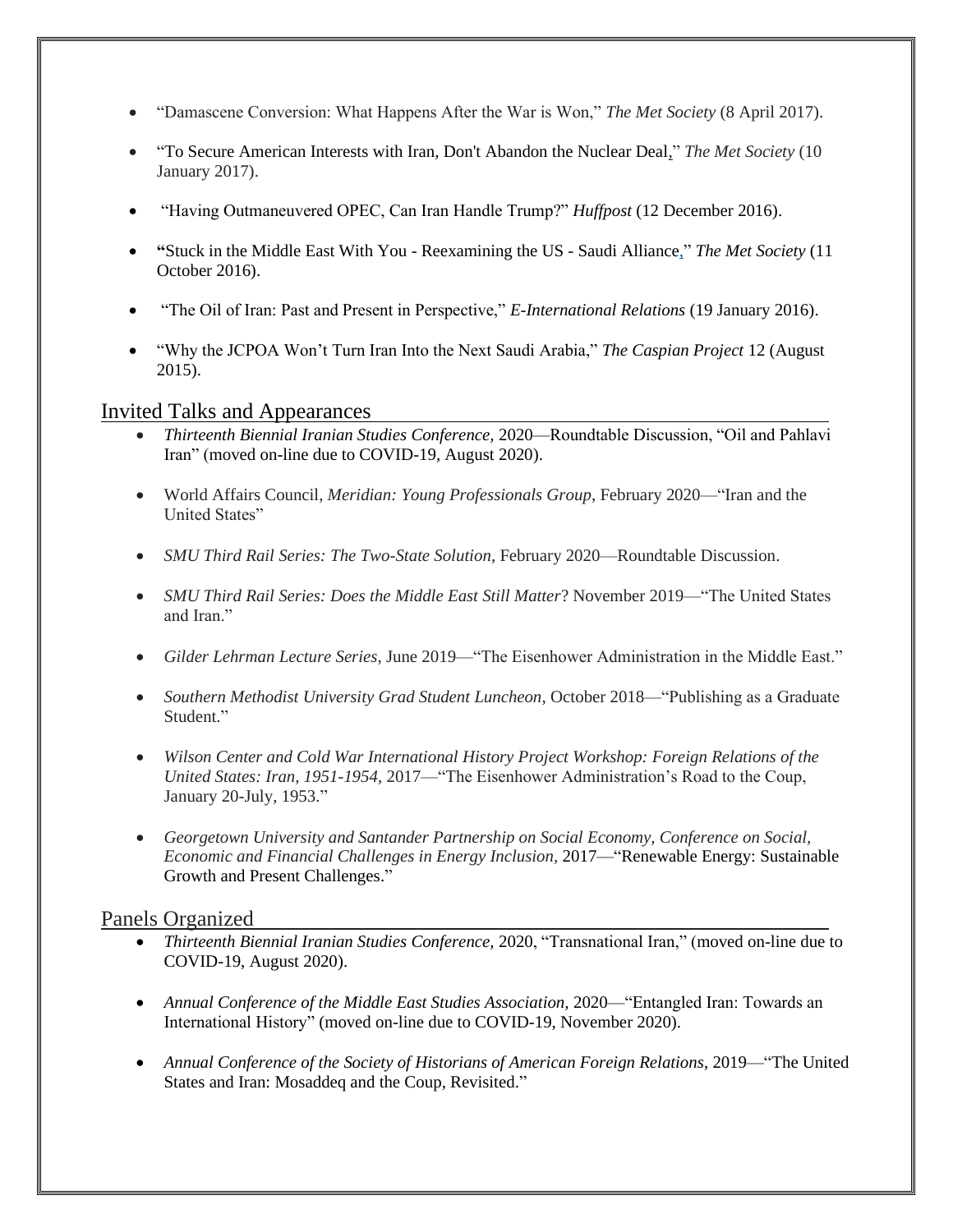- "Damascene Conversion: What Happens After the War is Won," *The Met Society* (8 April 2017).
- "To Secure American Interests with Iran, Don't Abandon the Nuclear Deal," *The Met Society* (10 January 2017).
- "Having Outmaneuvered OPEC, Can Iran Handle Trump?" *Huffpost* (12 December 2016).
- "Stuck in the Middle East With You - Reexamining the US - Saudi Alliance," *The Met Society* (11 October 2016).
- "The Oil of Iran: Past and Present in Perspective," *E-International Relations* (19 January 2016).
- "Why the JCPOA Won't Turn Iran Into the Next Saudi Arabia," *The Caspian Project* 12 (August 2015).

## Invited Talks and Appearances

- *Thirteenth Biennial Iranian Studies Conference,* 2020—Roundtable Discussion, "Oil and Pahlavi Iran" (moved on-line due to COVID-19, August 2020).
- World Affairs Council, *Meridian: Young Professionals Group*, February 2020—"Iran and the United States"
- *SMU Third Rail Series: The Two-State Solution*, February 2020—Roundtable Discussion.
- *SMU Third Rail Series: Does the Middle East Still Matter*? November 2019—"The United States and Iran."
- *Gilder Lehrman Lecture Series*, June 2019—"The Eisenhower Administration in the Middle East."
- *Southern Methodist University Grad Student Luncheon*, October 2018—"Publishing as a Graduate Student."
- *Wilson Center and Cold War International History Project Workshop: Foreign Relations of the United States: Iran, 1951-1954,* 2017—"The Eisenhower Administration's Road to the Coup, January 20-July, 1953."
- *Georgetown University and Santander Partnership on Social Economy, Conference on Social, Economic and Financial Challenges in Energy Inclusion,* 2017—"Renewable Energy: Sustainable Growth and Present Challenges."

## Panels Organized

- *Thirteenth Biennial Iranian Studies Conference,* 2020, "Transnational Iran," (moved on-line due to COVID-19, August 2020).
- *Annual Conference of the Middle East Studies Association,* 2020—"Entangled Iran: Towards an International History" (moved on-line due to COVID-19, November 2020).
- *Annual Conference of the Society of Historians of American Foreign Relations*, 2019—"The United States and Iran: Mosaddeq and the Coup, Revisited."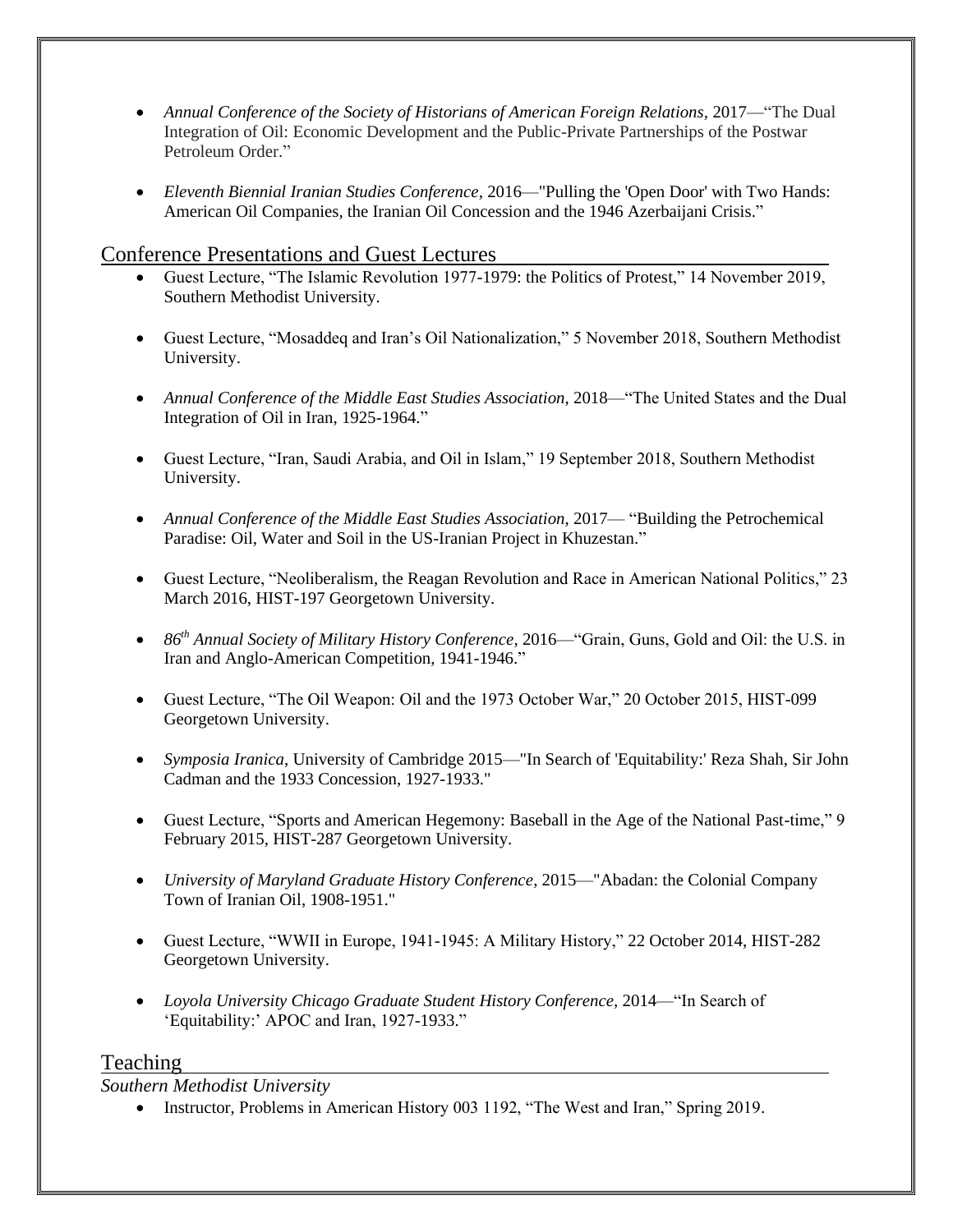- *Annual Conference of the Society of Historians of American Foreign Relations*, 2017—"The Dual Integration of Oil: Economic Development and the Public-Private Partnerships of the Postwar Petroleum Order."

- *Eleventh Biennial Iranian Studies Conference*, 2016—"Pulling the 'Open Door' with Two Hands: American Oil Companies, the Iranian Oil Concession and the 1946 Azerbaijani Crisis."

## Conference Presentations and Guest Lectures

- Guest Lecture, "The Islamic Revolution 1977-1979: the Politics of Protest," 14 November 2019, Southern Methodist University.

- Guest Lecture, "Mosaddeq and Iran's Oil Nationalization," 5 November 2018, Southern Methodist University.

- *Annual Conference of the Middle East Studies Association*, 2018—"The United States and the Dual Integration of Oil in Iran, 1925-1964."

- Guest Lecture, "Iran, Saudi Arabia, and Oil in Islam," 19 September 2018, Southern Methodist University.

- *Annual Conference of the Middle East Studies Association*, 2017— "Building the Petrochemical Paradise: Oil, Water and Soil in the US-Iranian Project in Khuzestan."

- Guest Lecture, "Neoliberalism, the Reagan Revolution and Race in American National Politics," 23 March 2016, HIST-197 Georgetown University.

- *86th Annual Society of Military History Conference*, 2016—"Grain, Guns, Gold and Oil: the U.S. in Iran and Anglo-American Competition, 1941-1946."

- Guest Lecture, "The Oil Weapon: Oil and the 1973 October War," 20 October 2015, HIST-099 Georgetown University.

- *Symposia Iranica*, University of Cambridge 2015—"In Search of 'Equitability:' Reza Shah, Sir John Cadman and the 1933 Concession, 1927-1933."

- Guest Lecture, "Sports and American Hegemony: Baseball in the Age of the National Past-time," 9 February 2015, HIST-287 Georgetown University.

- *University of Maryland Graduate History Conference*, 2015—"Abadan: the Colonial Company Town of Iranian Oil, 1908-1951."

- Guest Lecture, "WWII in Europe, 1941-1945: A Military History," 22 October 2014, HIST-282 Georgetown University.

- *Loyola University Chicago Graduate Student History Conference*, 2014—"In Search of 'Equitability:' APOC and Iran, 1927-1933."

## Teaching

*Southern Methodist University*

- Instructor, Problems in American History 003 1192, "The West and Iran," Spring 2019.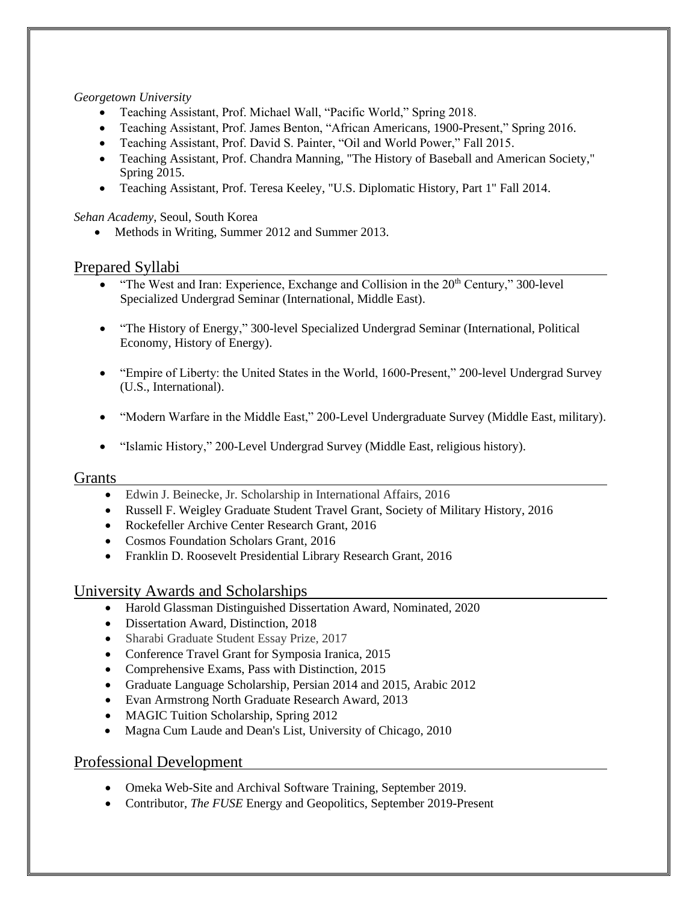*Georgetown University*

- Teaching Assistant, Prof. Michael Wall, "Pacific World," Spring 2018.
- Teaching Assistant, Prof. James Benton, "African Americans, 1900-Present," Spring 2016.
- Teaching Assistant, Prof. David S. Painter, "Oil and World Power," Fall 2015.
- Teaching Assistant, Prof. Chandra Manning, "The History of Baseball and American Society," Spring 2015.
- Teaching Assistant, Prof. Teresa Keeley, "U.S. Diplomatic History, Part 1" Fall 2014.

*Sehan Academy*, Seoul, South Korea

- Methods in Writing, Summer 2012 and Summer 2013.

## Prepared Syllabi

- "The West and Iran: Experience, Exchange and Collision in the 20th Century," 300-level Specialized Undergrad Seminar (International, Middle East).
- "The History of Energy," 300-level Specialized Undergrad Seminar (International, Political Economy, History of Energy).
- "Empire of Liberty: the United States in the World, 1600-Present," 200-level Undergrad Survey (U.S., International).
- "Modern Warfare in the Middle East," 200-Level Undergraduate Survey (Middle East, military).
- "Islamic History," 200-Level Undergrad Survey (Middle East, religious history).

## Grants

- Edwin J. Beinecke, Jr. Scholarship in International Affairs, 2016
- Russell F. Weigley Graduate Student Travel Grant, Society of Military History, 2016
- Rockefeller Archive Center Research Grant, 2016
- Cosmos Foundation Scholars Grant, 2016
- Franklin D. Roosevelt Presidential Library Research Grant, 2016

## University Awards and Scholarships

- Harold Glassman Distinguished Dissertation Award, Nominated, 2020
- Dissertation Award, Distinction, 2018
- Sharabi Graduate Student Essay Prize, 2017
- Conference Travel Grant for Symposia Iranica, 2015
- Comprehensive Exams, Pass with Distinction, 2015
- Graduate Language Scholarship, Persian 2014 and 2015, Arabic 2012
- Evan Armstrong North Graduate Research Award, 2013
- MAGIC Tuition Scholarship, Spring 2012
- Magna Cum Laude and Dean's List, University of Chicago, 2010

## Professional Development

- Omeka Web-Site and Archival Software Training, September 2019.
- Contributor, *The FUSE* Energy and Geopolitics, September 2019-Present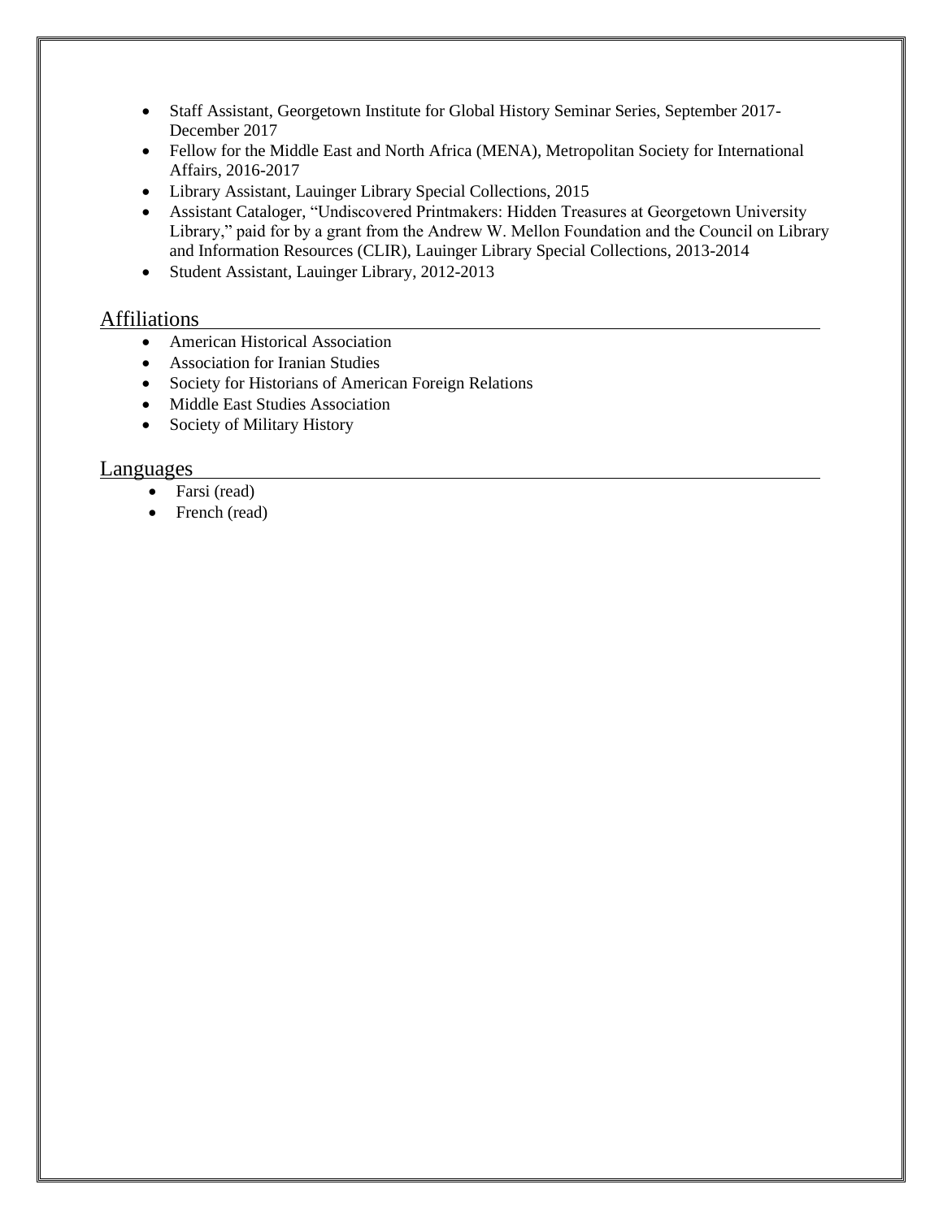- Staff Assistant, Georgetown Institute for Global History Seminar Series, September 2017-December 2017
- Fellow for the Middle East and North Africa (MENA), Metropolitan Society for International Affairs, 2016-2017
- Library Assistant, Lauinger Library Special Collections, 2015
- Assistant Cataloger, "Undiscovered Printmakers: Hidden Treasures at Georgetown University Library," paid for by a grant from the Andrew W. Mellon Foundation and the Council on Library and Information Resources (CLIR), Lauinger Library Special Collections, 2013-2014
- Student Assistant, Lauinger Library, 2012-2013

## Affiliations

- American Historical Association
- Association for Iranian Studies
- Society for Historians of American Foreign Relations
- Middle East Studies Association
- Society of Military History

## Languages

- Farsi (read)
- French (read)